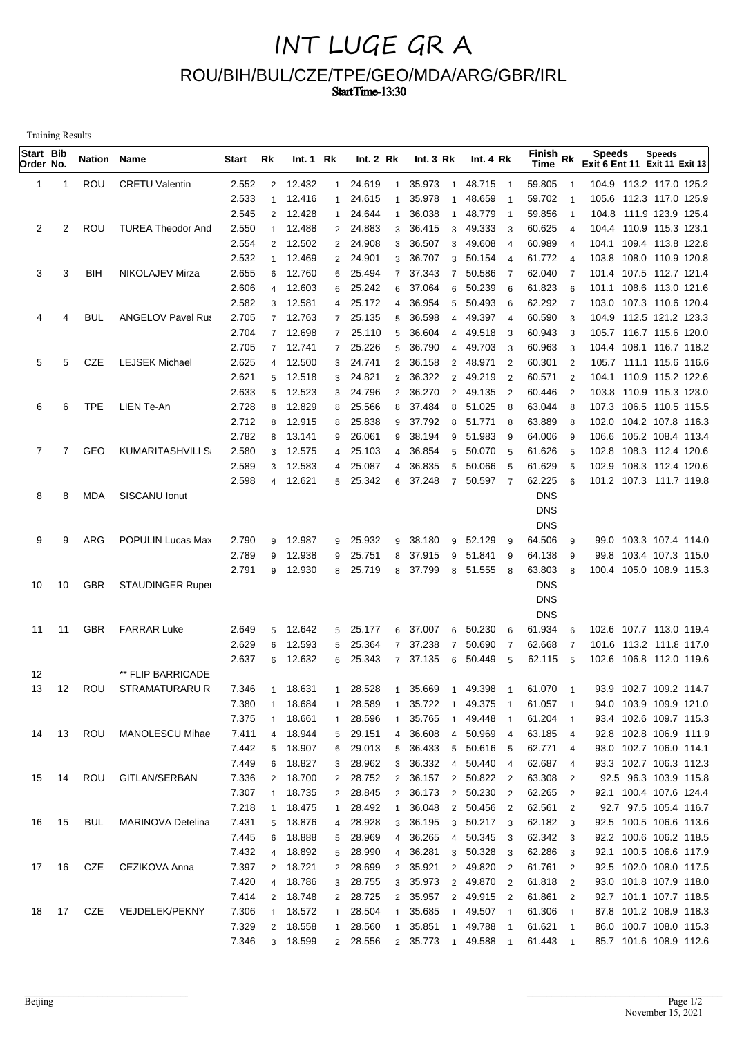# INT LUGE GR A

## ROU/BIH/BUL/CZE/TPE/GEO/MDA/ARG/GBR/IRL

**StartTime-13:30**

Training Results

| Start Order | Bib No. | Nation | Name | Start | Rk | Int. 1 | Rk | Int. 2 | Rk | Int. 3 | Rk | Int. 4 | Rk | Finish Time | Rk | Speeds Exit 6 | Speeds Ent 11 | Speeds Exit 11 | Speeds Exit 13 |
|---|---|---|---|---|---|---|---|---|---|---|---|---|---|---|---|---|---|---|---|
| 1 | 1 | ROU | CRETU Valentin | 2.552 | 2 | 12.432 | 1 | 24.619 | 1 | 35.973 | 1 | 48.715 | 1 | 59.805 | 1 | 104.9 | 113.2 | 117.0 | 125.2 |
| | | | | 2.533 | 1 | 12.416 | 1 | 24.615 | 1 | 35.978 | 1 | 48.659 | 1 | 59.702 | 1 | 105.6 | 112.3 | 117.0 | 125.9 |
| | | | | 2.545 | 2 | 12.428 | 1 | 24.644 | 1 | 36.038 | 1 | 48.779 | 1 | 59.856 | 1 | 104.8 | 111.9 | 123.9 | 125.4 |
| 2 | 2 | ROU | TUREA Theodor And | 2.550 | 1 | 12.488 | 2 | 24.883 | 3 | 36.415 | 3 | 49.333 | 3 | 60.625 | 4 | 104.4 | 110.9 | 115.3 | 123.1 |
| | | | | 2.554 | 2 | 12.502 | 2 | 24.908 | 3 | 36.507 | 3 | 49.608 | 4 | 60.989 | 4 | 104.1 | 109.4 | 113.8 | 122.8 |
| | | | | 2.532 | 1 | 12.469 | 2 | 24.901 | 3 | 36.707 | 3 | 50.154 | 4 | 61.772 | 4 | 103.8 | 108.0 | 110.9 | 120.8 |
| 3 | 3 | BIH | NIKOLAJEV Mirza | 2.655 | 6 | 12.760 | 6 | 25.494 | 7 | 37.343 | 7 | 50.586 | 7 | 62.040 | 7 | 101.4 | 107.5 | 112.7 | 121.4 |
| | | | | 2.606 | 4 | 12.603 | 6 | 25.242 | 6 | 37.064 | 6 | 50.239 | 6 | 61.823 | 6 | 101.1 | 108.6 | 113.0 | 121.6 |
| | | | | 2.582 | 3 | 12.581 | 4 | 25.172 | 4 | 36.954 | 5 | 50.493 | 6 | 62.292 | 7 | 103.0 | 107.3 | 110.6 | 120.4 |
| 4 | 4 | BUL | ANGELOV Pavel Rus | 2.705 | 7 | 12.763 | 7 | 25.135 | 5 | 36.598 | 4 | 49.397 | 4 | 60.590 | 3 | 104.9 | 112.5 | 121.2 | 123.3 |
| | | | | 2.704 | 7 | 12.698 | 7 | 25.110 | 5 | 36.604 | 4 | 49.518 | 3 | 60.943 | 3 | 105.7 | 116.7 | 115.6 | 120.0 |
| | | | | 2.705 | 7 | 12.741 | 7 | 25.226 | 5 | 36.790 | 4 | 49.703 | 3 | 60.963 | 3 | 104.4 | 108.1 | 116.7 | 118.2 |
| 5 | 5 | CZE | LEJSEK Michael | 2.625 | 4 | 12.500 | 3 | 24.741 | 2 | 36.158 | 2 | 48.971 | 2 | 60.301 | 2 | 105.7 | 111.1 | 115.6 | 116.6 |
| | | | | 2.621 | 5 | 12.518 | 3 | 24.821 | 2 | 36.322 | 2 | 49.219 | 2 | 60.571 | 2 | 104.1 | 110.9 | 115.2 | 122.6 |
| | | | | 2.633 | 5 | 12.523 | 3 | 24.796 | 2 | 36.270 | 2 | 49.135 | 2 | 60.446 | 2 | 103.8 | 110.9 | 115.3 | 123.0 |
| 6 | 6 | TPE | LIEN Te-An | 2.728 | 8 | 12.829 | 8 | 25.566 | 8 | 37.484 | 8 | 51.025 | 8 | 63.044 | 8 | 107.3 | 106.5 | 110.5 | 115.5 |
| | | | | 2.712 | 8 | 12.915 | 8 | 25.838 | 9 | 37.792 | 8 | 51.771 | 8 | 63.889 | 8 | 102.0 | 104.2 | 107.8 | 116.3 |
| | | | | 2.782 | 8 | 13.141 | 9 | 26.061 | 9 | 38.194 | 9 | 51.983 | 9 | 64.006 | 9 | 106.6 | 105.2 | 108.4 | 113.4 |
| 7 | 7 | GEO | KUMARITASHVILI S | 2.580 | 3 | 12.575 | 4 | 25.103 | 4 | 36.854 | 5 | 50.070 | 5 | 61.626 | 5 | 102.8 | 108.3 | 112.4 | 120.6 |
| | | | | 2.589 | 3 | 12.583 | 4 | 25.087 | 4 | 36.835 | 5 | 50.066 | 5 | 61.629 | 5 | 102.9 | 108.3 | 112.4 | 120.6 |
| | | | | 2.598 | 4 | 12.621 | 5 | 25.342 | 6 | 37.248 | 7 | 50.597 | 7 | 62.225 | 6 | 101.2 | 107.3 | 111.7 | 119.8 |
| 8 | 8 | MDA | SISCANU Ionut | | | | | | | | | | | DNS | | | | | |
| | | | | | | | | | | | | | | DNS | | | | | |
| | | | | | | | | | | | | | | DNS | | | | | |
| 9 | 9 | ARG | POPULIN Lucas Max | 2.790 | 9 | 12.987 | 9 | 25.932 | 9 | 38.180 | 9 | 52.129 | 9 | 64.506 | 9 | 99.0 | 103.3 | 107.4 | 114.0 |
| | | | | 2.789 | 9 | 12.938 | 9 | 25.751 | 8 | 37.915 | 9 | 51.841 | 9 | 64.138 | 9 | 99.8 | 103.4 | 107.3 | 115.0 |
| | | | | 2.791 | 9 | 12.930 | 8 | 25.719 | 8 | 37.799 | 8 | 51.555 | 8 | 63.803 | 8 | 100.4 | 105.0 | 108.9 | 115.3 |
| 10 | 10 | GBR | STAUDINGER Ruper | | | | | | | | | | | DNS | | | | | |
| | | | | | | | | | | | | | | DNS | | | | | |
| | | | | | | | | | | | | | | DNS | | | | | |
| 11 | 11 | GBR | FARRAR Luke | 2.649 | 5 | 12.642 | 5 | 25.177 | 6 | 37.007 | 6 | 50.230 | 6 | 61.934 | 6 | 102.6 | 107.7 | 113.0 | 119.4 |
| | | | | 2.629 | 6 | 12.593 | 5 | 25.364 | 7 | 37.238 | 7 | 50.690 | 7 | 62.668 | 7 | 101.6 | 113.2 | 111.8 | 117.0 |
| | | | | 2.637 | 6 | 12.632 | 6 | 25.343 | 7 | 37.135 | 6 | 50.449 | 5 | 62.115 | 5 | 102.6 | 106.8 | 112.0 | 119.6 |
| 12 | | | ** FLIP BARRICADE | | | | | | | | | | | | | | | | |
| 13 | 12 | ROU | STRAMATURARU R | 7.346 | 1 | 18.631 | 1 | 28.528 | 1 | 35.669 | 1 | 49.398 | 1 | 61.070 | 1 | 93.9 | 102.7 | 109.2 | 114.7 |
| | | | | 7.380 | 1 | 18.684 | 1 | 28.589 | 1 | 35.722 | 1 | 49.375 | 1 | 61.057 | 1 | 94.0 | 103.9 | 109.9 | 121.0 |
| | | | | 7.375 | 1 | 18.661 | 1 | 28.596 | 1 | 35.765 | 1 | 49.448 | 1 | 61.204 | 1 | 93.4 | 102.6 | 109.7 | 115.3 |
| 14 | 13 | ROU | MANOLESCU Mihae | 7.411 | 4 | 18.944 | 5 | 29.151 | 4 | 36.608 | 4 | 50.969 | 4 | 63.185 | 4 | 92.8 | 102.8 | 106.9 | 111.9 |
| | | | | 7.442 | 5 | 18.907 | 6 | 29.013 | 5 | 36.433 | 5 | 50.616 | 5 | 62.771 | 4 | 93.0 | 102.7 | 106.0 | 114.1 |
| | | | | 7.449 | 6 | 18.827 | 3 | 28.962 | 3 | 36.332 | 4 | 50.440 | 4 | 62.687 | 4 | 93.3 | 102.7 | 106.3 | 112.3 |
| 15 | 14 | ROU | GITLAN/SERBAN | 7.336 | 2 | 18.700 | 2 | 28.752 | 2 | 36.157 | 2 | 50.822 | 2 | 63.308 | 2 | 92.5 | 96.3 | 103.9 | 115.8 |
| | | | | 7.307 | 1 | 18.735 | 2 | 28.845 | 2 | 36.173 | 2 | 50.230 | 2 | 62.265 | 2 | 92.1 | 100.4 | 107.6 | 124.4 |
| | | | | 7.218 | 1 | 18.475 | 1 | 28.492 | 1 | 36.048 | 2 | 50.456 | 2 | 62.561 | 2 | 92.7 | 97.5 | 105.4 | 116.7 |
| 16 | 15 | BUL | MARINOVA Detelina | 7.431 | 5 | 18.876 | 4 | 28.928 | 3 | 36.195 | 3 | 50.217 | 3 | 62.182 | 3 | 92.5 | 100.5 | 106.6 | 113.6 |
| | | | | 7.445 | 6 | 18.888 | 5 | 28.969 | 4 | 36.265 | 4 | 50.345 | 3 | 62.342 | 3 | 92.2 | 100.6 | 106.2 | 118.5 |
| | | | | 7.432 | 4 | 18.892 | 5 | 28.990 | 4 | 36.281 | 3 | 50.328 | 3 | 62.286 | 3 | 92.1 | 100.5 | 106.6 | 117.9 |
| 17 | 16 | CZE | CEZIKOVA Anna | 7.397 | 2 | 18.721 | 2 | 28.699 | 2 | 35.921 | 2 | 49.820 | 2 | 61.761 | 2 | 92.5 | 102.0 | 108.0 | 117.5 |
| | | | | 7.420 | 4 | 18.786 | 3 | 28.755 | 3 | 35.973 | 2 | 49.870 | 2 | 61.818 | 2 | 93.0 | 101.8 | 107.9 | 118.0 |
| | | | | 7.414 | 2 | 18.748 | 2 | 28.725 | 2 | 35.957 | 2 | 49.915 | 2 | 61.861 | 2 | 92.7 | 101.1 | 107.7 | 118.5 |
| 18 | 17 | CZE | VEJDELEK/PEKNY | 7.306 | 1 | 18.572 | 1 | 28.504 | 1 | 35.685 | 1 | 49.507 | 1 | 61.306 | 1 | 87.8 | 101.2 | 108.9 | 118.3 |
| | | | | 7.329 | 2 | 18.558 | 1 | 28.560 | 1 | 35.851 | 1 | 49.788 | 1 | 61.621 | 1 | 86.0 | 100.7 | 108.0 | 115.3 |
| | | | | 7.346 | 3 | 18.599 | 2 | 28.556 | 2 | 35.773 | 1 | 49.588 | 1 | 61.443 | 1 | 85.7 | 101.6 | 108.9 | 112.6 |

Beijing

November 15, 2021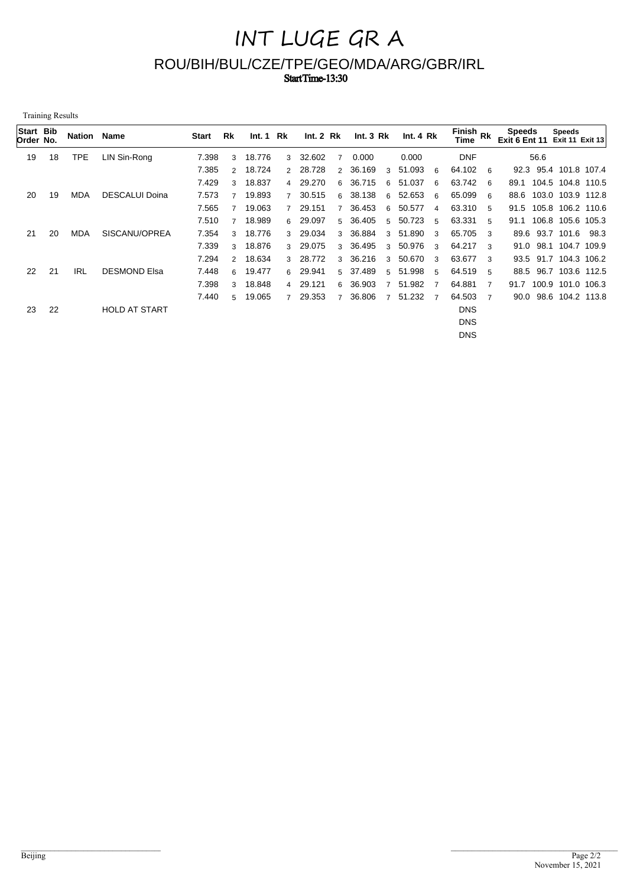# INT LUGE GR A

## ROU/BIH/BUL/CZE/TPE/GEO/MDA/ARG/GBR/IRL

StartTime-13:30

Training Results

| Start Order | Bib No. | Nation | Name | Start | Rk | Int. 1 | Rk | Int. 2 | Rk | Int. 3 | Rk | Int. 4 | Rk | Finish Time | Rk | Speeds Exit 6 | Speeds Ent 11 | Speeds Exit 11 | Speeds Exit 13 |
|---|---|---|---|---|---|---|---|---|---|---|---|---|---|---|---|---|---|---|---|
| 19 | 18 | TPE | LIN Sin-Rong | 7.398 | 3 | 18.776 | 3 | 32.602 | 7 | 0.000 | | 0.000 | | DNF | | | 56.6 | | |
| | | | | 7.385 | 2 | 18.724 | 2 | 28.728 | 2 | 36.169 | 3 | 51.093 | 6 | 64.102 | 6 | 92.3 | 95.4 | 101.8 | 107.4 |
| | | | | 7.429 | 3 | 18.837 | 4 | 29.270 | 6 | 36.715 | 6 | 51.037 | 6 | 63.742 | 6 | 89.1 | 104.5 | 104.8 | 110.5 |
| 20 | 19 | MDA | DESCALUI Doina | 7.573 | 7 | 19.893 | 7 | 30.515 | 6 | 38.138 | 6 | 52.653 | 6 | 65.099 | 6 | 88.6 | 103.0 | 103.9 | 112.8 |
| | | | | 7.565 | 7 | 19.063 | 7 | 29.151 | 7 | 36.453 | 6 | 50.577 | 4 | 63.310 | 5 | 91.5 | 105.8 | 106.2 | 110.6 |
| | | | | 7.510 | 7 | 18.989 | 6 | 29.097 | 5 | 36.405 | 5 | 50.723 | 5 | 63.331 | 5 | 91.1 | 106.8 | 105.6 | 105.3 |
| 21 | 20 | MDA | SISCANU/OPREA | 7.354 | 3 | 18.776 | 3 | 29.034 | 3 | 36.884 | 3 | 51.890 | 3 | 65.705 | 3 | 89.6 | 93.7 | 101.6 | 98.3 |
| | | | | 7.339 | 3 | 18.876 | 3 | 29.075 | 3 | 36.495 | 3 | 50.976 | 3 | 64.217 | 3 | 91.0 | 98.1 | 104.7 | 109.9 |
| | | | | 7.294 | 2 | 18.634 | 3 | 28.772 | 3 | 36.216 | 3 | 50.670 | 3 | 63.677 | 3 | 93.5 | 91.7 | 104.3 | 106.2 |
| 22 | 21 | IRL | DESMOND Elsa | 7.448 | 6 | 19.477 | 6 | 29.941 | 5 | 37.489 | 5 | 51.998 | 5 | 64.519 | 5 | 88.5 | 96.7 | 103.6 | 112.5 |
| | | | | 7.398 | 3 | 18.848 | 4 | 29.121 | 6 | 36.903 | 7 | 51.982 | 7 | 64.881 | 7 | 91.7 | 100.9 | 101.0 | 106.3 |
| | | | | 7.440 | 5 | 19.065 | 7 | 29.353 | 7 | 36.806 | 7 | 51.232 | 7 | 64.503 | 7 | 90.0 | 98.6 | 104.2 | 113.8 |
| 23 | 22 | | HOLD AT START | | | | | | | | | | | DNS | | | | | |
| | | | | | | | | | | | | | | DNS | | | | | |
| | | | | | | | | | | | | | | DNS | | | | | |

Beijing

November 15, 2021